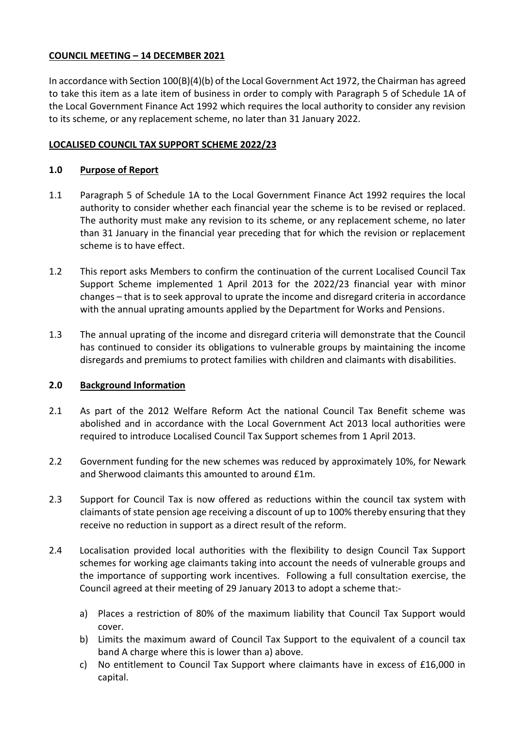**COUNCIL MEETING – 14 DECEMBER 2021**

In accordance with Section 100(B)(4)(b) of the Local Government Act 1972, the Chairman has agreed to take this item as a late item of business in order to comply with Paragraph 5 of Schedule 1A of the Local Government Finance Act 1992 which requires the local authority to consider any revision to its scheme, or any replacement scheme, no later than 31 January 2022.

**LOCALISED COUNCIL TAX SUPPORT SCHEME 2022/23**

## 1.0 Purpose of Report

1.1 Paragraph 5 of Schedule 1A to the Local Government Finance Act 1992 requires the local authority to consider whether each financial year the scheme is to be revised or replaced. The authority must make any revision to its scheme, or any replacement scheme, no later than 31 January in the financial year preceding that for which the revision or replacement scheme is to have effect.

1.2 This report asks Members to confirm the continuation of the current Localised Council Tax Support Scheme implemented 1 April 2013 for the 2022/23 financial year with minor changes – that is to seek approval to uprate the income and disregard criteria in accordance with the annual uprating amounts applied by the Department for Works and Pensions.

1.3 The annual uprating of the income and disregard criteria will demonstrate that the Council has continued to consider its obligations to vulnerable groups by maintaining the income disregards and premiums to protect families with children and claimants with disabilities.

## 2.0 Background Information

2.1 As part of the 2012 Welfare Reform Act the national Council Tax Benefit scheme was abolished and in accordance with the Local Government Act 2013 local authorities were required to introduce Localised Council Tax Support schemes from 1 April 2013.

2.2 Government funding for the new schemes was reduced by approximately 10%, for Newark and Sherwood claimants this amounted to around £1m.

2.3 Support for Council Tax is now offered as reductions within the council tax system with claimants of state pension age receiving a discount of up to 100% thereby ensuring that they receive no reduction in support as a direct result of the reform.

2.4 Localisation provided local authorities with the flexibility to design Council Tax Support schemes for working age claimants taking into account the needs of vulnerable groups and the importance of supporting work incentives. Following a full consultation exercise, the Council agreed at their meeting of 29 January 2013 to adopt a scheme that:-

a) Places a restriction of 80% of the maximum liability that Council Tax Support would cover.
b) Limits the maximum award of Council Tax Support to the equivalent of a council tax band A charge where this is lower than a) above.
c) No entitlement to Council Tax Support where claimants have in excess of £16,000 in capital.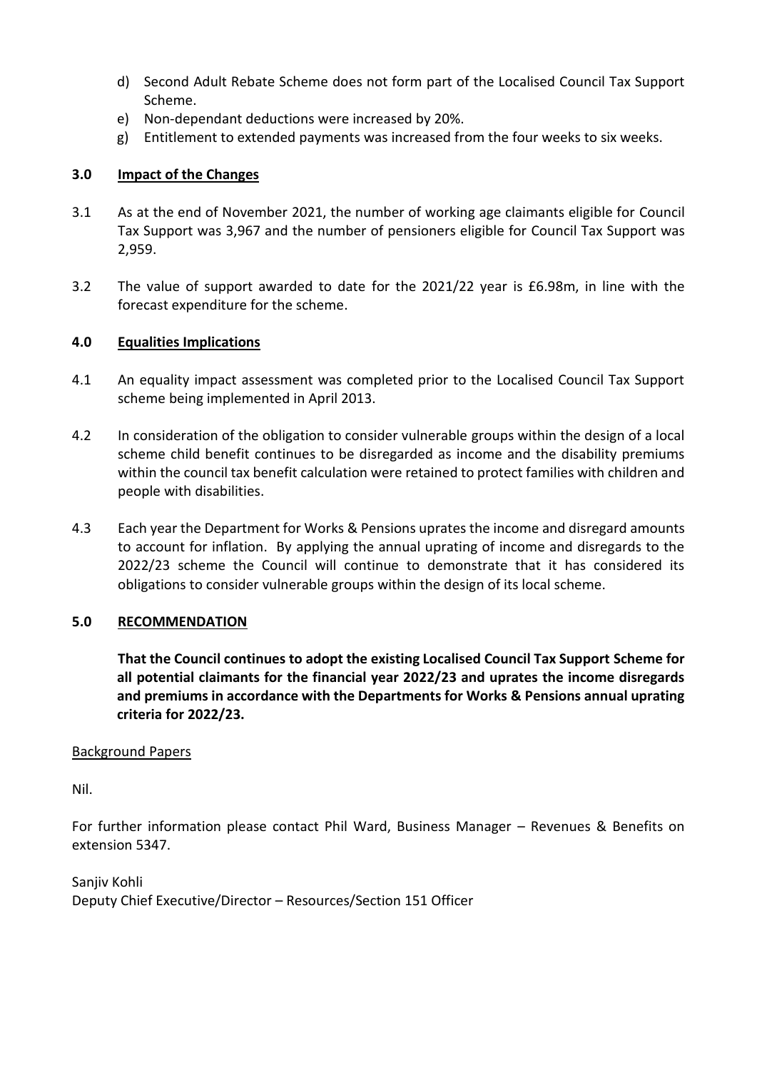d) Second Adult Rebate Scheme does not form part of the Localised Council Tax Support Scheme.
e) Non-dependant deductions were increased by 20%.
g) Entitlement to extended payments was increased from the four weeks to six weeks.

## 3.0 Impact of the Changes

3.1 As at the end of November 2021, the number of working age claimants eligible for Council Tax Support was 3,967 and the number of pensioners eligible for Council Tax Support was 2,959.

3.2 The value of support awarded to date for the 2021/22 year is £6.98m, in line with the forecast expenditure for the scheme.

## 4.0 Equalities Implications

4.1 An equality impact assessment was completed prior to the Localised Council Tax Support scheme being implemented in April 2013.

4.2 In consideration of the obligation to consider vulnerable groups within the design of a local scheme child benefit continues to be disregarded as income and the disability premiums within the council tax benefit calculation were retained to protect families with children and people with disabilities.

4.3 Each year the Department for Works & Pensions uprates the income and disregard amounts to account for inflation. By applying the annual uprating of income and disregards to the 2022/23 scheme the Council will continue to demonstrate that it has considered its obligations to consider vulnerable groups within the design of its local scheme.

## 5.0 RECOMMENDATION

**That the Council continues to adopt the existing Localised Council Tax Support Scheme for all potential claimants for the financial year 2022/23 and uprates the income disregards and premiums in accordance with the Departments for Works & Pensions annual uprating criteria for 2022/23.**

Background Papers

Nil.

For further information please contact Phil Ward, Business Manager – Revenues & Benefits on extension 5347.

Sanjiv Kohli
Deputy Chief Executive/Director – Resources/Section 151 Officer